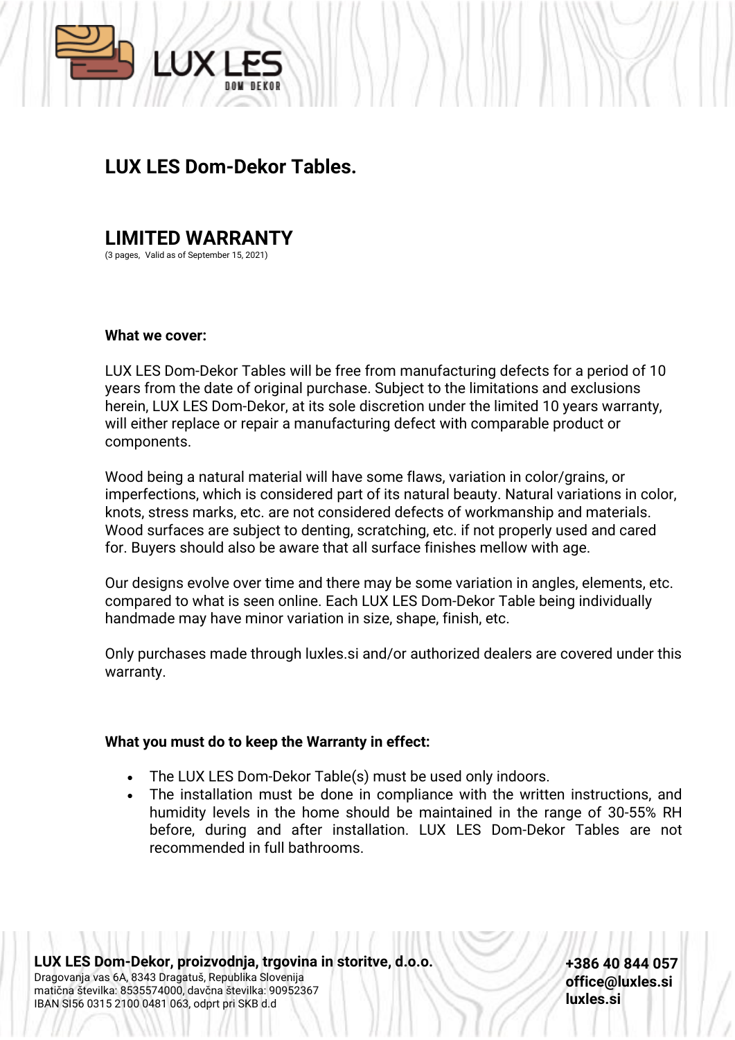# LUX LES Dom-Dekor Tables.

## LIMITED WARRANTY

(3 pages, Valid as of September 15, 2021)

**What we cover:**

LUX LES Dom-Dekor Tables will be free from manufacturing defects for a period of 10 years from the date of original purchase. Subject to the limitations and exclusions herein, LUX LES Dom-Dekor, at its sole discretion under the limited 10 years warranty, will either replace or repair a manufacturing defect with comparable product or components.

Wood being a natural material will have some flaws, variation in color/grains, or imperfections, which is considered part of its natural beauty. Natural variations in color, knots, stress marks, etc. are not considered defects of workmanship and materials. Wood surfaces are subject to denting, scratching, etc. if not properly used and cared for. Buyers should also be aware that all surface finishes mellow with age.

Our designs evolve over time and there may be some variation in angles, elements, etc. compared to what is seen online. Each LUX LES Dom-Dekor Table being individually handmade may have minor variation in size, shape, finish, etc.

Only purchases made through luxles.si and/or authorized dealers are covered under this warranty.

**What you must do to keep the Warranty in effect:**

- The LUX LES Dom-Dekor Table(s) must be used only indoors.
- The installation must be done in compliance with the written instructions, and humidity levels in the home should be maintained in the range of 30-55% RH before, during and after installation. LUX LES Dom-Dekor Tables are not recommended in full bathrooms.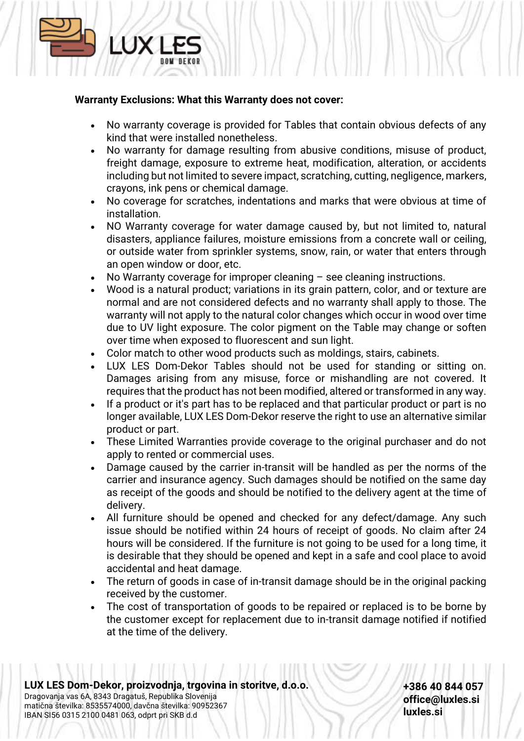**Warranty Exclusions: What this Warranty does not cover:**

- No warranty coverage is provided for Tables that contain obvious defects of any kind that were installed nonetheless.
- No warranty for damage resulting from abusive conditions, misuse of product, freight damage, exposure to extreme heat, modification, alteration, or accidents including but not limited to severe impact, scratching, cutting, negligence, markers, crayons, ink pens or chemical damage.
- No coverage for scratches, indentations and marks that were obvious at time of installation.
- NO Warranty coverage for water damage caused by, but not limited to, natural disasters, appliance failures, moisture emissions from a concrete wall or ceiling, or outside water from sprinkler systems, snow, rain, or water that enters through an open window or door, etc.
- No Warranty coverage for improper cleaning – see cleaning instructions.
- Wood is a natural product; variations in its grain pattern, color, and or texture are normal and are not considered defects and no warranty shall apply to those. The warranty will not apply to the natural color changes which occur in wood over time due to UV light exposure. The color pigment on the Table may change or soften over time when exposed to fluorescent and sun light.
- Color match to other wood products such as moldings, stairs, cabinets.
- LUX LES Dom-Dekor Tables should not be used for standing or sitting on. Damages arising from any misuse, force or mishandling are not covered. It requires that the product has not been modified, altered or transformed in any way.
- If a product or it's part has to be replaced and that particular product or part is no longer available, LUX LES Dom-Dekor reserve the right to use an alternative similar product or part.
- These Limited Warranties provide coverage to the original purchaser and do not apply to rented or commercial uses.
- Damage caused by the carrier in-transit will be handled as per the norms of the carrier and insurance agency. Such damages should be notified on the same day as receipt of the goods and should be notified to the delivery agent at the time of delivery.
- All furniture should be opened and checked for any defect/damage. Any such issue should be notified within 24 hours of receipt of goods. No claim after 24 hours will be considered. If the furniture is not going to be used for a long time, it is desirable that they should be opened and kept in a safe and cool place to avoid accidental and heat damage.
- The return of goods in case of in-transit damage should be in the original packing received by the customer.
- The cost of transportation of goods to be repaired or replaced is to be borne by the customer except for replacement due to in-transit damage notified if notified at the time of the delivery.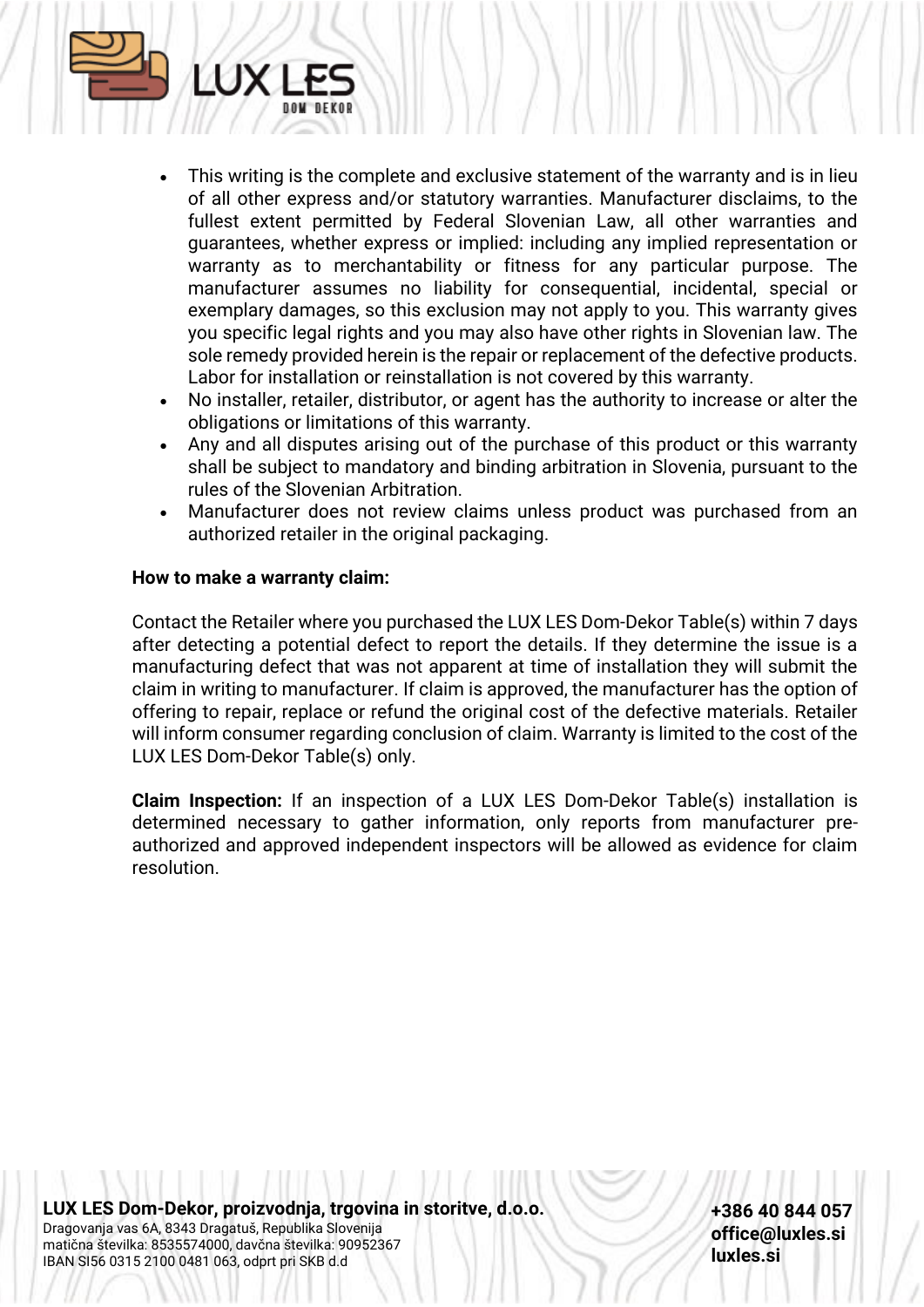- This writing is the complete and exclusive statement of the warranty and is in lieu of all other express and/or statutory warranties. Manufacturer disclaims, to the fullest extent permitted by Federal Slovenian Law, all other warranties and guarantees, whether express or implied: including any implied representation or warranty as to merchantability or fitness for any particular purpose. The manufacturer assumes no liability for consequential, incidental, special or exemplary damages, so this exclusion may not apply to you. This warranty gives you specific legal rights and you may also have other rights in Slovenian law. The sole remedy provided herein is the repair or replacement of the defective products. Labor for installation or reinstallation is not covered by this warranty.
- No installer, retailer, distributor, or agent has the authority to increase or alter the obligations or limitations of this warranty.
- Any and all disputes arising out of the purchase of this product or this warranty shall be subject to mandatory and binding arbitration in Slovenia, pursuant to the rules of the Slovenian Arbitration.
- Manufacturer does not review claims unless product was purchased from an authorized retailer in the original packaging.

**How to make a warranty claim:**

Contact the Retailer where you purchased the LUX LES Dom-Dekor Table(s) within 7 days after detecting a potential defect to report the details. If they determine the issue is a manufacturing defect that was not apparent at time of installation they will submit the claim in writing to manufacturer. If claim is approved, the manufacturer has the option of offering to repair, replace or refund the original cost of the defective materials. Retailer will inform consumer regarding conclusion of claim. Warranty is limited to the cost of the LUX LES Dom-Dekor Table(s) only.

**Claim Inspection:** If an inspection of a LUX LES Dom-Dekor Table(s) installation is determined necessary to gather information, only reports from manufacturer pre-authorized and approved independent inspectors will be allowed as evidence for claim resolution.